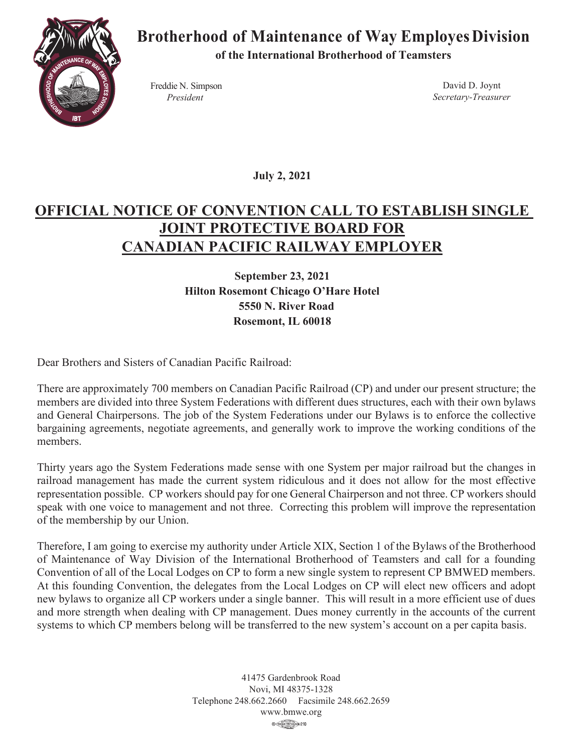# Brotherhood of Maintenance of Way Employes Division

**of the International Brotherhood of Teamsters**

Freddie N. Simpson
*President*

David D. Joynt
*Secretary-Treasurer*

**July 2, 2021**

## OFFICIAL NOTICE OF CONVENTION CALL TO ESTABLISH SINGLE JOINT PROTECTIVE BOARD FOR CANADIAN PACIFIC RAILWAY EMPLOYER

**September 23, 2021**
**Hilton Rosemont Chicago O'Hare Hotel**
**5550 N. River Road**
**Rosemont, IL 60018**

Dear Brothers and Sisters of Canadian Pacific Railroad:

There are approximately 700 members on Canadian Pacific Railroad (CP) and under our present structure; the members are divided into three System Federations with different dues structures, each with their own bylaws and General Chairpersons. The job of the System Federations under our Bylaws is to enforce the collective bargaining agreements, negotiate agreements, and generally work to improve the working conditions of the members.

Thirty years ago the System Federations made sense with one System per major railroad but the changes in railroad management has made the current system ridiculous and it does not allow for the most effective representation possible. CP workers should pay for one General Chairperson and not three. CP workers should speak with one voice to management and not three. Correcting this problem will improve the representation of the membership by our Union.

Therefore, I am going to exercise my authority under Article XIX, Section 1 of the Bylaws of the Brotherhood of Maintenance of Way Division of the International Brotherhood of Teamsters and call for a founding Convention of all of the Local Lodges on CP to form a new single system to represent CP BMWED members. At this founding Convention, the delegates from the Local Lodges on CP will elect new officers and adopt new bylaws to organize all CP workers under a single banner. This will result in a more efficient use of dues and more strength when dealing with CP management. Dues money currently in the accounts of the current systems to which CP members belong will be transferred to the new system's account on a per capita basis.

41475 Gardenbrook Road
Novi, MI 48375-1328
Telephone 248.662.2660 Facsimile 248.662.2659
www.bmwe.org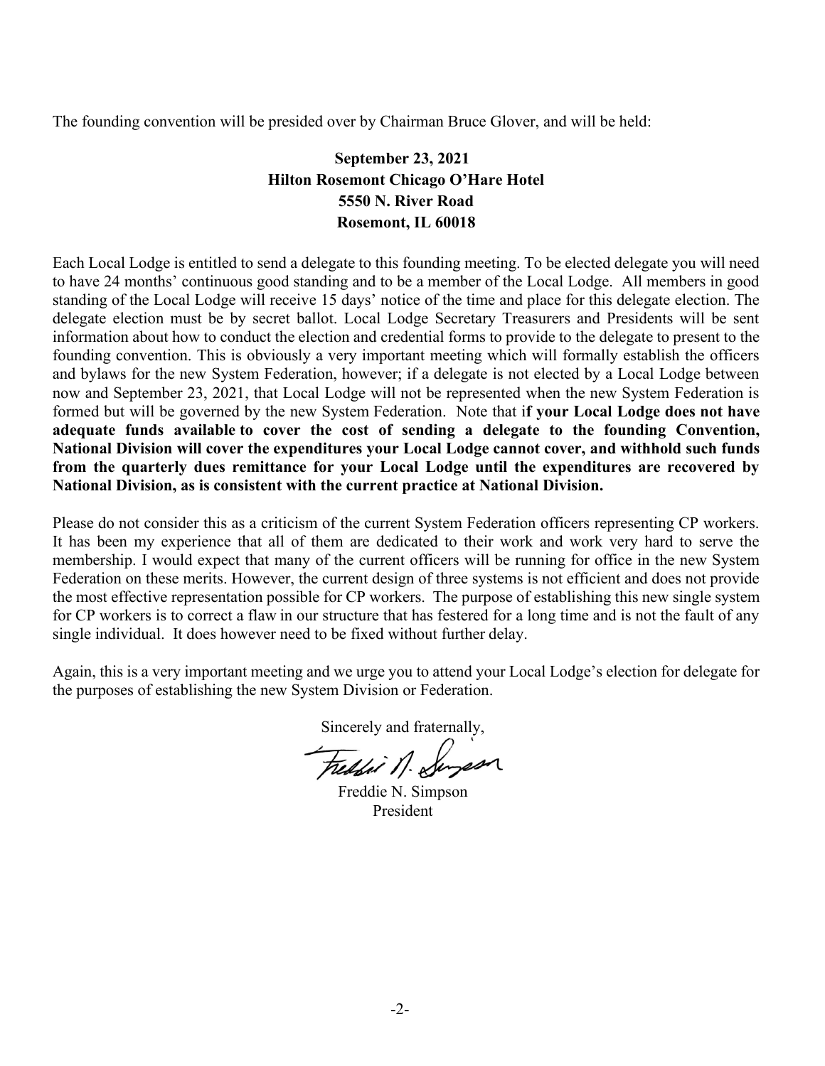The founding convention will be presided over by Chairman Bruce Glover, and will be held:

**September 23, 2021**
**Hilton Rosemont Chicago O'Hare Hotel**
**5550 N. River Road**
**Rosemont, IL 60018**

Each Local Lodge is entitled to send a delegate to this founding meeting. To be elected delegate you will need to have 24 months' continuous good standing and to be a member of the Local Lodge. All members in good standing of the Local Lodge will receive 15 days' notice of the time and place for this delegate election. The delegate election must be by secret ballot. Local Lodge Secretary Treasurers and Presidents will be sent information about how to conduct the election and credential forms to provide to the delegate to present to the founding convention. This is obviously a very important meeting which will formally establish the officers and bylaws for the new System Federation, however; if a delegate is not elected by a Local Lodge between now and September 23, 2021, that Local Lodge will not be represented when the new System Federation is formed but will be governed by the new System Federation. Note that i**f your Local Lodge does not have adequate funds available to cover the cost of sending a delegate to the founding Convention, National Division will cover the expenditures your Local Lodge cannot cover, and withhold such funds from the quarterly dues remittance for your Local Lodge until the expenditures are recovered by National Division, as is consistent with the current practice at National Division.**

Please do not consider this as a criticism of the current System Federation officers representing CP workers. It has been my experience that all of them are dedicated to their work and work very hard to serve the membership. I would expect that many of the current officers will be running for office in the new System Federation on these merits. However, the current design of three systems is not efficient and does not provide the most effective representation possible for CP workers. The purpose of establishing this new single system for CP workers is to correct a flaw in our structure that has festered for a long time and is not the fault of any single individual. It does however need to be fixed without further delay.

Again, this is a very important meeting and we urge you to attend your Local Lodge's election for delegate for the purposes of establishing the new System Division or Federation.

Sincerely and fraternally,

Freddie N. Simpson

Freddie N. Simpson
President